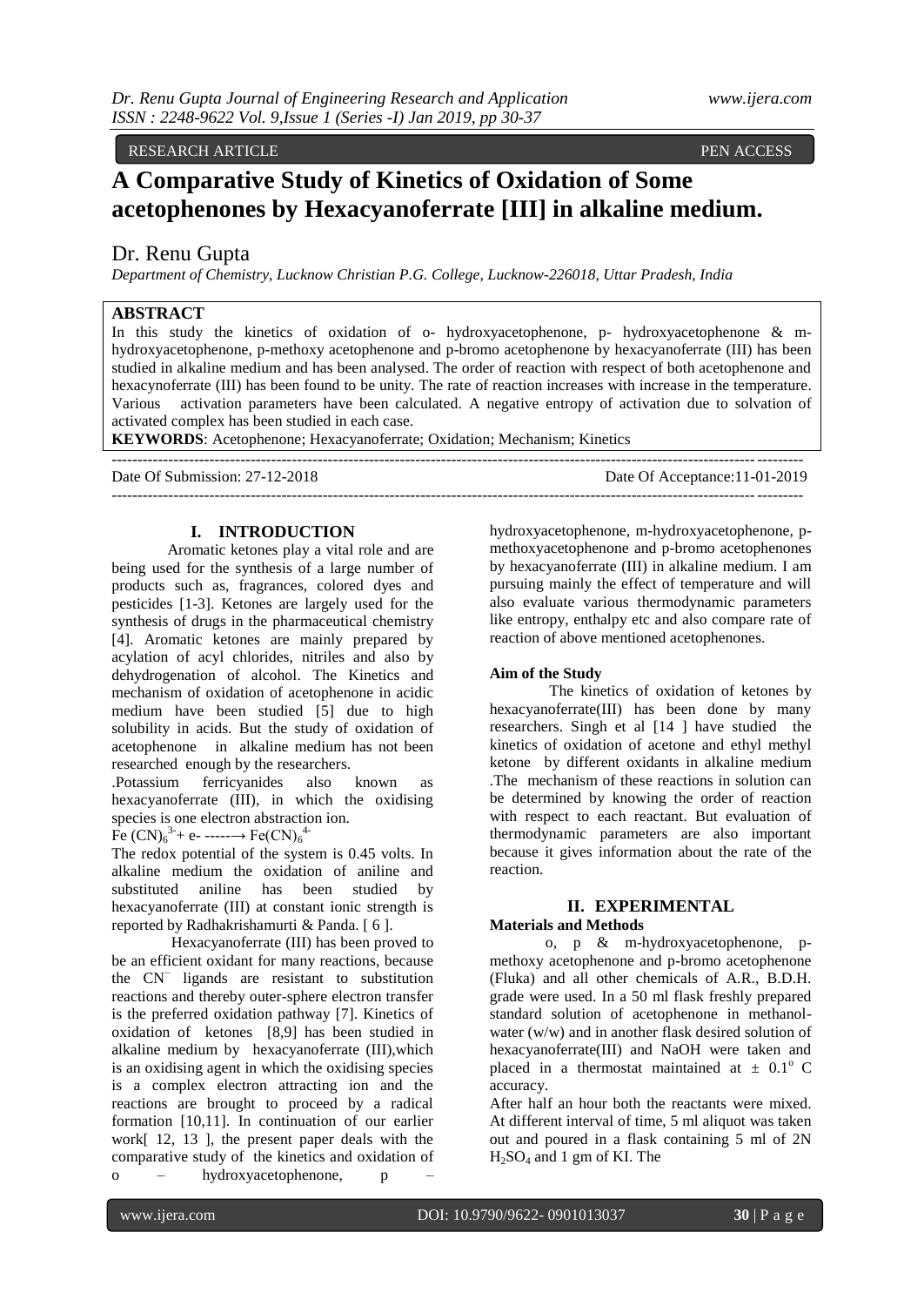RESEARCH ARTICLE PEN ACCESS

# A Comparative Study of Kinetics of Oxidation of Some acetophenones by Hexacyanoferrate [III] in alkaline medium.

Dr. Renu Gupta

*Department of Chemistry, Lucknow Christian P.G. College, Lucknow-226018, Uttar Pradesh, India*

## ABSTRACT

In this study the kinetics of oxidation of o- hydroxyacetophenone, p- hydroxyacetophenone & m-hydroxyacetophenone, p-methoxy acetophenone and p-bromo acetophenone by hexacyanoferrate (III) has been studied in alkaline medium and has been analysed. The order of reaction with respect of both acetophenone and hexacynoferrate (III) has been found to be unity. The rate of reaction increases with increase in the temperature. Various activation parameters have been calculated. A negative entropy of activation due to solvation of activated complex has been studied in each case.

**KEYWORDS**: Acetophenone; Hexacyanoferrate; Oxidation; Mechanism; Kinetics

---

Date Of Submission: 27-12-2018 Date Of Acceptance:11-01-2019

---

## I. INTRODUCTION

Aromatic ketones play a vital role and are being used for the synthesis of a large number of products such as, fragrances, colored dyes and pesticides [1-3]. Ketones are largely used for the synthesis of drugs in the pharmaceutical chemistry [4]. Aromatic ketones are mainly prepared by acylation of acyl chlorides, nitriles and also by dehydrogenation of alcohol. The Kinetics and mechanism of oxidation of acetophenone in acidic medium have been studied [5] due to high solubility in acids. But the study of oxidation of acetophenone in alkaline medium has not been researched enough by the researchers.

.Potassium ferricyanides also known as hexacyanoferrate (III), in which the oxidising species is one electron abstraction ion.

$Fe(CN)_6^{3-} + e^- \longrightarrow Fe(CN)_6^{4-}$

The redox potential of the system is 0.45 volts. In alkaline medium the oxidation of aniline and substituted aniline has been studied by hexacyanoferrate (III) at constant ionic strength is reported by Radhakrishamurti & Panda. [ 6 ].

Hexacyanoferrate (III) has been proved to be an efficient oxidant for many reactions, because the $CN^-$ ligands are resistant to substitution reactions and thereby outer-sphere electron transfer is the preferred oxidation pathway [7]. Kinetics of oxidation of ketones [8,9] has been studied in alkaline medium by hexacyanoferrate (III),which is an oxidising agent in which the oxidising species is a complex electron attracting ion and the reactions are brought to proceed by a radical formation [10,11]. In continuation of our earlier work[ 12, 13 ], the present paper deals with the comparative study of the kinetics and oxidation of o – hydroxyacetophenone, p – hydroxyacetophenone, m-hydroxyacetophenone, p-methoxyacetophenone and p-bromo acetophenones by hexacyanoferrate (III) in alkaline medium. I am pursuing mainly the effect of temperature and will also evaluate various thermodynamic parameters like entropy, enthalpy etc and also compare rate of reaction of above mentioned acetophenones.

### Aim of the Study

The kinetics of oxidation of ketones by hexacyanoferrate(III) has been done by many researchers. Singh et al [14 ] have studied the kinetics of oxidation of acetone and ethyl methyl ketone by different oxidants in alkaline medium .The mechanism of these reactions in solution can be determined by knowing the order of reaction with respect to each reactant. But evaluation of thermodynamic parameters are also important because it gives information about the rate of the reaction.

## II. EXPERIMENTAL

### Materials and Methods

o, p & m-hydroxyacetophenone, p-methoxy acetophenone and p-bromo acetophenone (Fluka) and all other chemicals of A.R., B.D.H. grade were used. In a 50 ml flask freshly prepared standard solution of acetophenone in methanol-water (w/w) and in another flask desired solution of hexacyanoferrate(III) and NaOH were taken and placed in a thermostat maintained at $\pm$ 0.1$^{o}$ C accuracy.

After half an hour both the reactants were mixed. At different interval of time, 5 ml aliquot was taken out and poured in a flask containing 5 ml of 2N $H_2SO_4$ and 1 gm of KI. The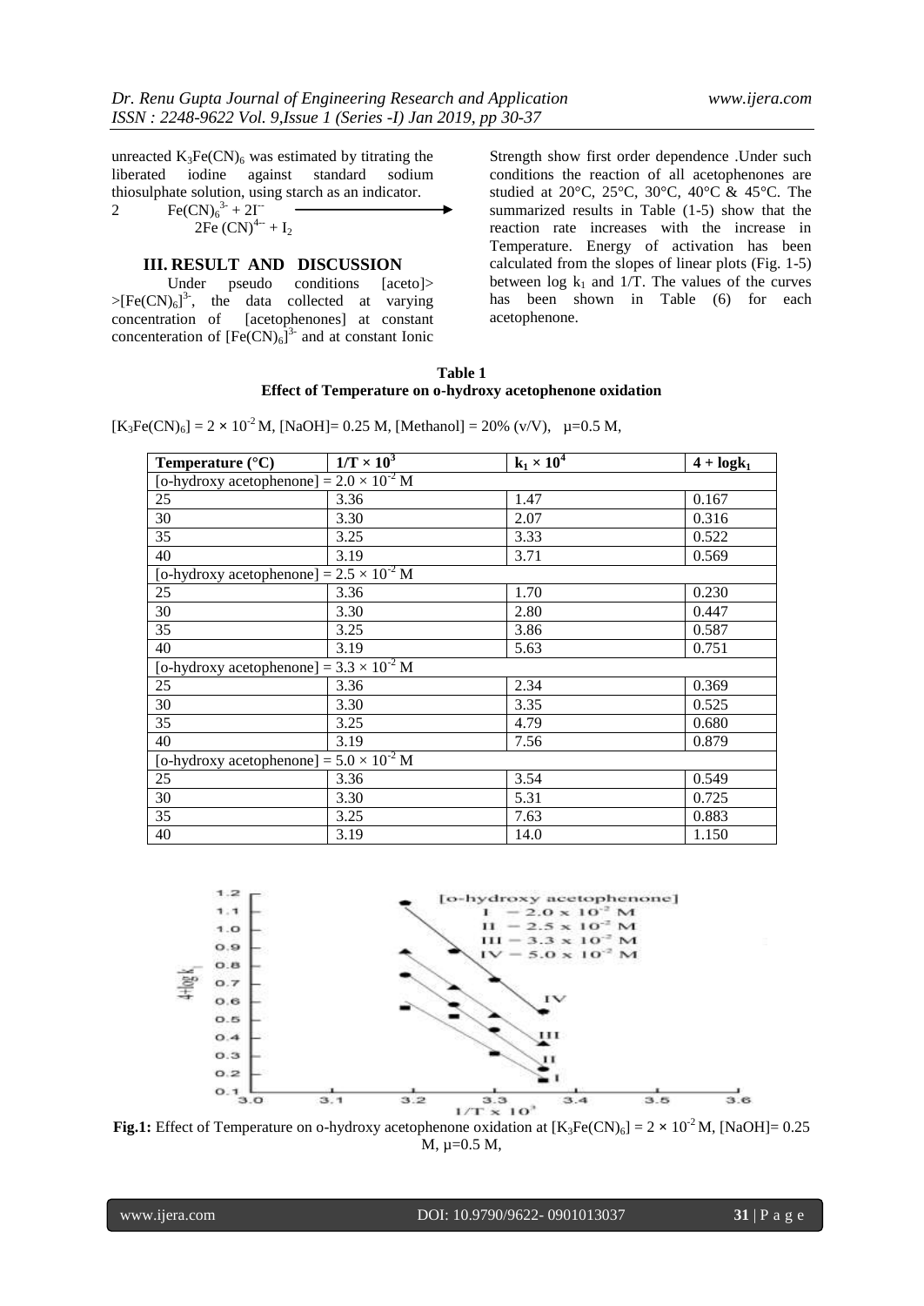unreacted $K_3Fe(CN)_6$ was estimated by titrating the liberated iodine against standard sodium thiosulphate solution, using starch as an indicator.

$$2 \quad Fe(CN)_6^{3-} + 2I^- \longrightarrow 2Fe(CN)^{4-} + I_2$$

## III. RESULT AND DISCUSSION

Under pseudo conditions [aceto]> $>[Fe(CN)_6]^{3-}$, the data collected at varying concentration of [acetophenones] at constant concenteration of $[Fe(CN)_6]^{3-}$ and at constant Ionic Strength show first order dependence .Under such conditions the reaction of all acetophenones are studied at 20°C, 25°C, 30°C, 40°C & 45°C. The summarized results in Table (1-5) show that the reaction rate increases with the increase in Temperature. Energy of activation has been calculated from the slopes of linear plots (Fig. 1-5) between log $k_1$ and 1/T. The values of the curves has been shown in Table (6) for each acetophenone.

**Table 1**
**Effect of Temperature on o-hydroxy acetophenone oxidation**

$[K_3Fe(CN)_6] = 2 \times 10^{-2}$ M, [NaOH]= 0.25 M, [Methanol] = 20% (v/V), μ=0.5 M,

| Temperature (°C) | $1/T \times 10^3$ | $k_1 \times 10^4$ | $4 + \log k_1$ |
|---|---|---|---|
| [o-hydroxy acetophenone] = $2.0 \times 10^{-2}$ M | | | |
| 25 | 3.36 | 1.47 | 0.167 |
| 30 | 3.30 | 2.07 | 0.316 |
| 35 | 3.25 | 3.33 | 0.522 |
| 40 | 3.19 | 3.71 | 0.569 |
| [o-hydroxy acetophenone] = $2.5 \times 10^{-2}$ M | | | |
| 25 | 3.36 | 1.70 | 0.230 |
| 30 | 3.30 | 2.80 | 0.447 |
| 35 | 3.25 | 3.86 | 0.587 |
| 40 | 3.19 | 5.63 | 0.751 |
| [o-hydroxy acetophenone] = $3.3 \times 10^{-2}$ M | | | |
| 25 | 3.36 | 2.34 | 0.369 |
| 30 | 3.30 | 3.35 | 0.525 |
| 35 | 3.25 | 4.79 | 0.680 |
| 40 | 3.19 | 7.56 | 0.879 |
| [o-hydroxy acetophenone] = $5.0 \times 10^{-2}$ M | | | |
| 25 | 3.36 | 3.54 | 0.549 |
| 30 | 3.30 | 5.31 | 0.725 |
| 35 | 3.25 | 7.63 | 0.883 |
| 40 | 3.19 | 14.0 | 1.150 |

**Fig.1:** Effect of Temperature on o-hydroxy acetophenone oxidation at $[K_3Fe(CN)_6] = 2 \times 10^{-2}$ M, [NaOH]= 0.25 M, μ=0.5 M,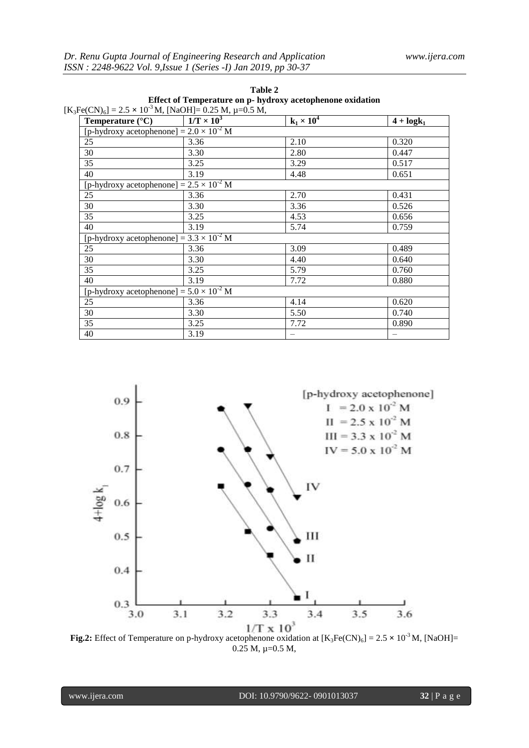**Table 2**
**Effect of Temperature on p- hydroxy acetophenone oxidation**

$[K_3Fe(CN)_6] = 2.5 \times 10^{-3}$ M, [NaOH]= 0.25 M, μ=0.5 M,

| Temperature (°C) | $1/T \times 10^3$ | $k_1 \times 10^4$ | $4 + \log k_1$ |
|---|---|---|---|
| [p-hydroxy acetophenone] = $2.0 \times 10^{-2}$ M | | | |
| 25 | 3.36 | 2.10 | 0.320 |
| 30 | 3.30 | 2.80 | 0.447 |
| 35 | 3.25 | 3.29 | 0.517 |
| 40 | 3.19 | 4.48 | 0.651 |
| [p-hydroxy acetophenone] = $2.5 \times 10^{-2}$ M | | | |
| 25 | 3.36 | 2.70 | 0.431 |
| 30 | 3.30 | 3.36 | 0.526 |
| 35 | 3.25 | 4.53 | 0.656 |
| 40 | 3.19 | 5.74 | 0.759 |
| [p-hydroxy acetophenone] = $3.3 \times 10^{-2}$ M | | | |
| 25 | 3.36 | 3.09 | 0.489 |
| 30 | 3.30 | 4.40 | 0.640 |
| 35 | 3.25 | 5.79 | 0.760 |
| 40 | 3.19 | 7.72 | 0.880 |
| [p-hydroxy acetophenone] = $5.0 \times 10^{-2}$ M | | | |
| 25 | 3.36 | 4.14 | 0.620 |
| 30 | 3.30 | 5.50 | 0.740 |
| 35 | 3.25 | 7.72 | 0.890 |
| 40 | 3.19 | – | – |

**Fig.2:** Effect of Temperature on p-hydroxy acetophenone oxidation at $[K_3Fe(CN)_6] = 2.5 \times 10^{-3}$ M, [NaOH]= 0.25 M, μ=0.5 M,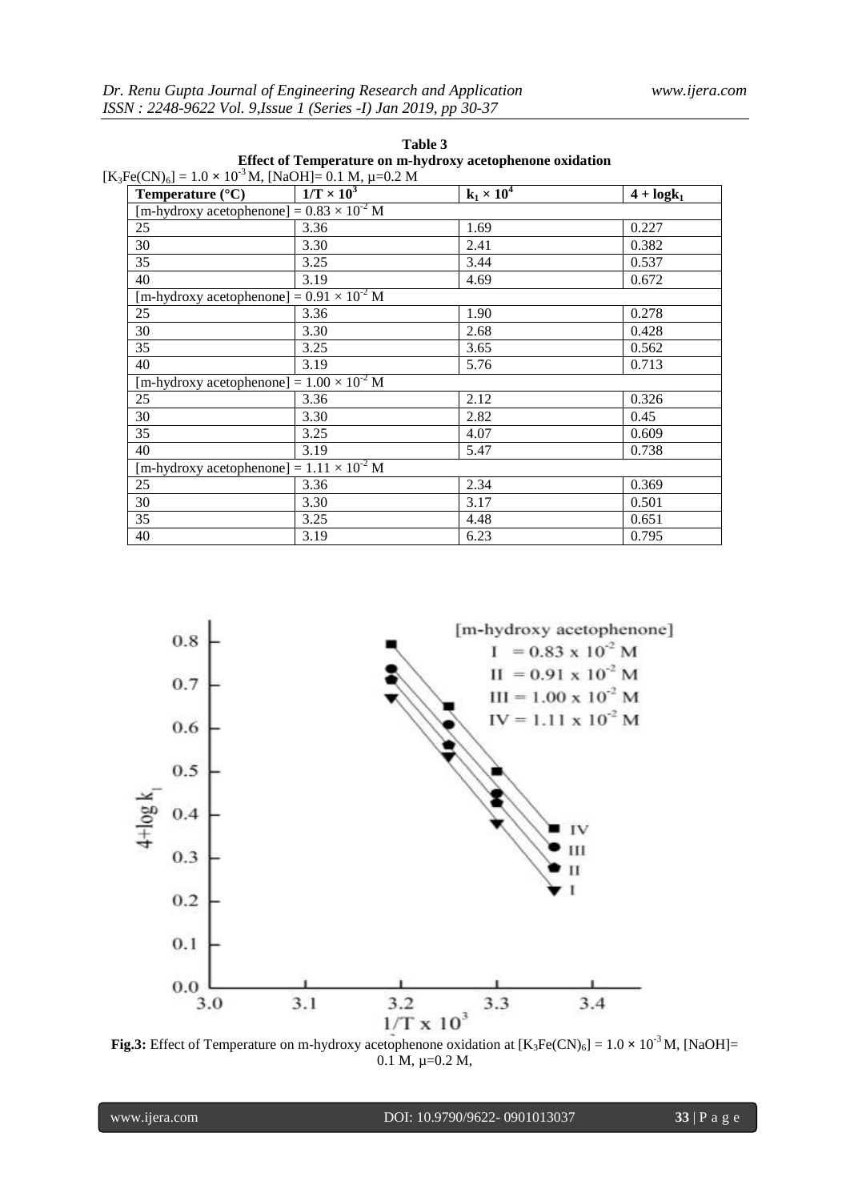**Table 3**
**Effect of Temperature on m-hydroxy acetophenone oxidation**

$[K_3Fe(CN)_6] = 1.0 \times 10^{-3}$ M, [NaOH]= 0.1 M, μ=0.2 M

| Temperature (°C) | $1/T \times 10^3$ | $k_1 \times 10^4$ | $4 + \log k_1$ |
|---|---|---|---|
| [m-hydroxy acetophenone] = $0.83 \times 10^{-2}$ M | | | |
| 25 | 3.36 | 1.69 | 0.227 |
| 30 | 3.30 | 2.41 | 0.382 |
| 35 | 3.25 | 3.44 | 0.537 |
| 40 | 3.19 | 4.69 | 0.672 |
| [m-hydroxy acetophenone] = $0.91 \times 10^{-2}$ M | | | |
| 25 | 3.36 | 1.90 | 0.278 |
| 30 | 3.30 | 2.68 | 0.428 |
| 35 | 3.25 | 3.65 | 0.562 |
| 40 | 3.19 | 5.76 | 0.713 |
| [m-hydroxy acetophenone] = $1.00 \times 10^{-2}$ M | | | |
| 25 | 3.36 | 2.12 | 0.326 |
| 30 | 3.30 | 2.82 | 0.45 |
| 35 | 3.25 | 4.07 | 0.609 |
| 40 | 3.19 | 5.47 | 0.738 |
| [m-hydroxy acetophenone] = $1.11 \times 10^{-2}$ M | | | |
| 25 | 3.36 | 2.34 | 0.369 |
| 30 | 3.30 | 3.17 | 0.501 |
| 35 | 3.25 | 4.48 | 0.651 |
| 40 | 3.19 | 6.23 | 0.795 |

**Fig.3:** Effect of Temperature on m-hydroxy acetophenone oxidation at $[K_3Fe(CN)_6] = 1.0 \times 10^{-3}$ M, [NaOH]= 0.1 M, μ=0.2 M,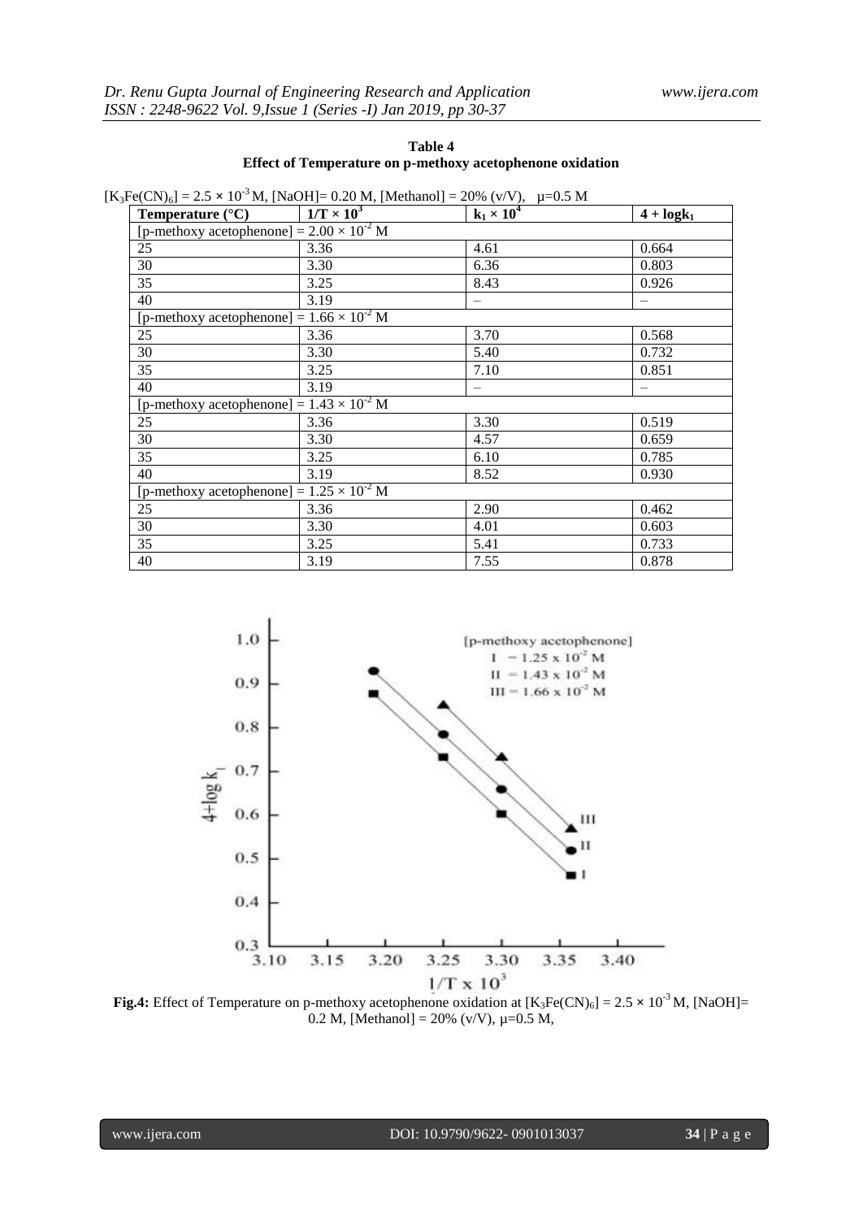**Table 4**
**Effect of Temperature on p-methoxy acetophenone oxidation**

$[K_3Fe(CN)_6] = 2.5 \times 10^{-3}$ M, [NaOH]= 0.20 M, [Methanol] = 20% (v/V), μ=0.5 M

| Temperature (°C) | $1/T \times 10^3$ | $k_1 \times 10^4$ | $4 + \log k_1$ |
|---|---|---|---|
| [p-methoxy acetophenone] = $2.00 \times 10^{-2}$ M | | | |
| 25 | 3.36 | 4.61 | 0.664 |
| 30 | 3.30 | 6.36 | 0.803 |
| 35 | 3.25 | 8.43 | 0.926 |
| 40 | 3.19 | – | – |
| [p-methoxy acetophenone] = $1.66 \times 10^{-2}$ M | | | |
| 25 | 3.36 | 3.70 | 0.568 |
| 30 | 3.30 | 5.40 | 0.732 |
| 35 | 3.25 | 7.10 | 0.851 |
| 40 | 3.19 | – | – |
| [p-methoxy acetophenone] = $1.43 \times 10^{-2}$ M | | | |
| 25 | 3.36 | 3.30 | 0.519 |
| 30 | 3.30 | 4.57 | 0.659 |
| 35 | 3.25 | 6.10 | 0.785 |
| 40 | 3.19 | 8.52 | 0.930 |
| [p-methoxy acetophenone] = $1.25 \times 10^{-2}$ M | | | |
| 25 | 3.36 | 2.90 | 0.462 |
| 30 | 3.30 | 4.01 | 0.603 |
| 35 | 3.25 | 5.41 | 0.733 |
| 40 | 3.19 | 7.55 | 0.878 |

**Fig.4:** Effect of Temperature on p-methoxy acetophenone oxidation at $[K_3Fe(CN)_6] = 2.5 \times 10^{-3}$ M, [NaOH]= 0.2 M, [Methanol] = 20% (v/V), μ=0.5 M,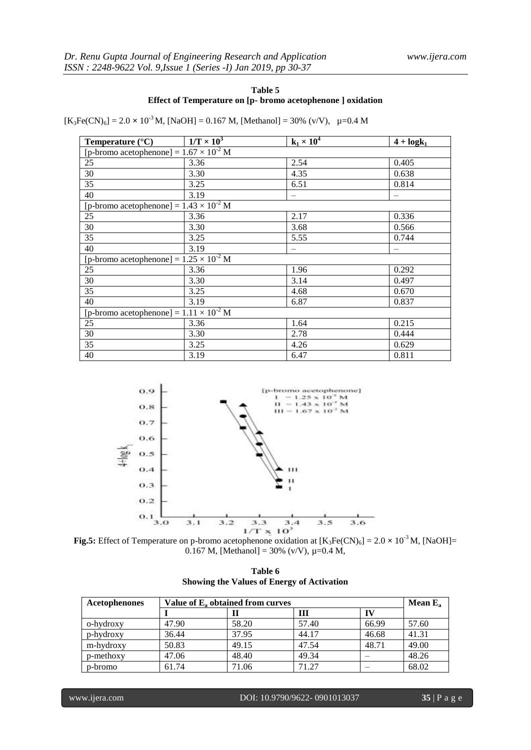**Table 5**
**Effect of Temperature on [p- bromo acetophenone ] oxidation**

$[K_3Fe(CN)_6] = 2.0 \times 10^{-3}$ M, [NaOH] = 0.167 M, [Methanol] = 30% (v/V), μ=0.4 M

| Temperature (°C) | $1/T \times 10^3$ | $k_1 \times 10^4$ | $4 + \log k_1$ |
|---|---|---|---|
| [p-bromo acetophenone] = $1.67 \times 10^{-2}$ M | | | |
| 25 | 3.36 | 2.54 | 0.405 |
| 30 | 3.30 | 4.35 | 0.638 |
| 35 | 3.25 | 6.51 | 0.814 |
| 40 | 3.19 | – | – |
| [p-bromo acetophenone] = $1.43 \times 10^{-2}$ M | | | |
| 25 | 3.36 | 2.17 | 0.336 |
| 30 | 3.30 | 3.68 | 0.566 |
| 35 | 3.25 | 5.55 | 0.744 |
| 40 | 3.19 | – | – |
| [p-bromo acetophenone] = $1.25 \times 10^{-2}$ M | | | |
| 25 | 3.36 | 1.96 | 0.292 |
| 30 | 3.30 | 3.14 | 0.497 |
| 35 | 3.25 | 4.68 | 0.670 |
| 40 | 3.19 | 6.87 | 0.837 |
| [p-bromo acetophenone] = $1.11 \times 10^{-2}$ M | | | |
| 25 | 3.36 | 1.64 | 0.215 |
| 30 | 3.30 | 2.78 | 0.444 |
| 35 | 3.25 | 4.26 | 0.629 |
| 40 | 3.19 | 6.47 | 0.811 |

**Fig.5:** Effect of Temperature on p-bromo acetophenone oxidation at $[K_3Fe(CN)_6] = 2.0 \times 10^{-3}$ M, [NaOH]= 0.167 M, [Methanol] = 30% (v/V), μ=0.4 M,

**Table 6**
**Showing the Values of Energy of Activation**

| Acetophenones | Value of $E_a$ obtained from curves | | | | Mean $E_a$ |
|---|---|---|---|---|---|
| | I | II | III | IV | |
| o-hydroxy | 47.90 | 58.20 | 57.40 | 66.99 | 57.60 |
| p-hydroxy | 36.44 | 37.95 | 44.17 | 46.68 | 41.31 |
| m-hydroxy | 50.83 | 49.15 | 47.54 | 48.71 | 49.00 |
| p-methoxy | 47.06 | 48.40 | 49.34 | – | 48.26 |
| p-bromo | 61.74 | 71.06 | 71.27 | – | 68.02 |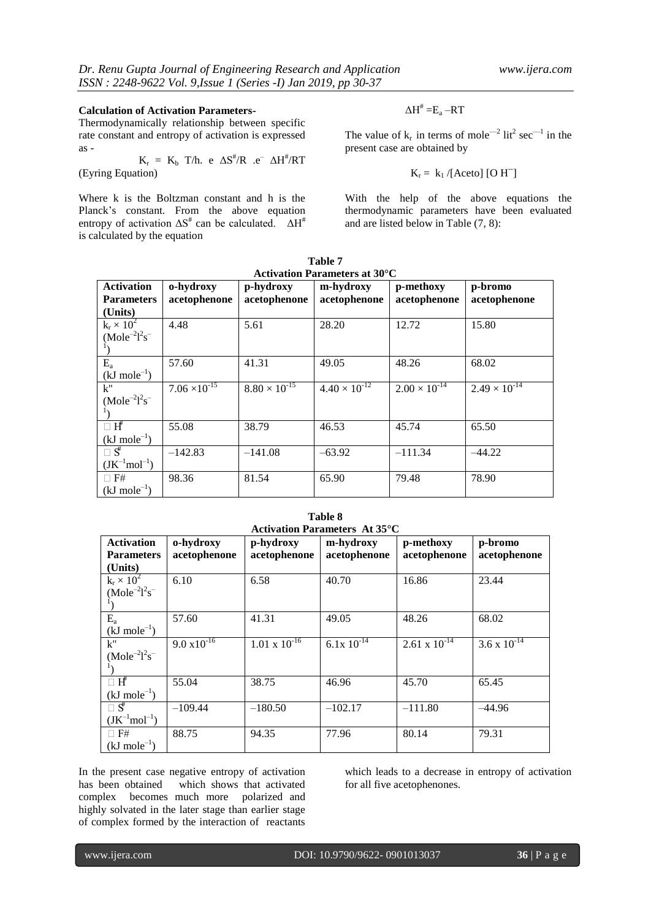**Calculation of Activation Parameters-**

Thermodynamically relationship between specific rate constant and entropy of activation is expressed as -

$$K_r = K_b\ T/h.\ e\ \Delta S^{\#}/R\ .e^{-}\ \Delta H^{\#}/RT$$

(Eyring Equation)

Where k is the Boltzman constant and h is the Planck's constant. From the above equation entropy of activation $\Delta S^{\#}$ can be calculated. $\Delta H^{\#}$ is calculated by the equation

$$\Delta H^{\#} = E_a - RT$$

The value of $k_r$ in terms of $mole^{-2}\ lit^2\ sec^{-1}$ in the present case are obtained by

$$K_r = k_1 / [Aceto]\ [OH^{-}]$$

With the help of the above equations the thermodynamic parameters have been evaluated and are listed below in Table (7, 8):

**Table 7**
**Activation Parameters at 30°C**

| Activation Parameters (Units) | o-hydroxy acetophenone | p-hydroxy acetophenone | m-hydroxy acetophenone | p-methoxy acetophenone | p-bromo acetophenone |
|---|---|---|---|---|---|
| $k_r \times 10^2$ ($Mole^{-2}l^2s^{-1}$) | 4.48 | 5.61 | 28.20 | 12.72 | 15.80 |
| $E_a$ ($kJ\ mole^{-1}$) | 57.60 | 41.31 | 49.05 | 48.26 | 68.02 |
| k" ($Mole^{-2}l^2s^{-1}$) | $7.06 \times 10^{-15}$ | $8.80 \times 10^{-15}$ | $4.40 \times 10^{-12}$ | $2.00 \times 10^{-14}$ | $2.49 \times 10^{-14}$ |
| $\Delta H^{\#}$ ($kJ\ mole^{-1}$) | 55.08 | 38.79 | 46.53 | 45.74 | 65.50 |
| $\Delta S^{\#}$ ($JK^{-1}mol^{-1}$) | –142.83 | –141.08 | –63.92 | –111.34 | –44.22 |
| $\Delta F^{\#}$ ($kJ\ mole^{-1}$) | 98.36 | 81.54 | 65.90 | 79.48 | 78.90 |

**Table 8**
**Activation Parameters At 35°C**

| Activation Parameters (Units) | o-hydroxy acetophenone | p-hydroxy acetophenone | m-hydroxy acetophenone | p-methoxy acetophenone | p-bromo acetophenone |
|---|---|---|---|---|---|
| $k_r \times 10^2$ ($Mole^{-2}l^2s^{-1}$) | 6.10 | 6.58 | 40.70 | 16.86 | 23.44 |
| $E_a$ ($kJ\ mole^{-1}$) | 57.60 | 41.31 | 49.05 | 48.26 | 68.02 |
| k" ($Mole^{-2}l^2s^{-1}$) | $9.0 \times 10^{-16}$ | $1.01 \times 10^{-16}$ | $6.1 \times 10^{-14}$ | $2.61 \times 10^{-14}$ | $3.6 \times 10^{-14}$ |
| $\Delta H^{\#}$ ($kJ\ mole^{-1}$) | 55.04 | 38.75 | 46.96 | 45.70 | 65.45 |
| $\Delta S^{\#}$ ($JK^{-1}mol^{-1}$) | –109.44 | –180.50 | –102.17 | –111.80 | –44.96 |
| $\Delta F^{\#}$ ($kJ\ mole^{-1}$) | 88.75 | 94.35 | 77.96 | 80.14 | 79.31 |

In the present case negative entropy of activation has been obtained which shows that activated complex becomes much more polarized and highly solvated in the later stage than earlier stage of complex formed by the interaction of reactants which leads to a decrease in entropy of activation for all five acetophenones.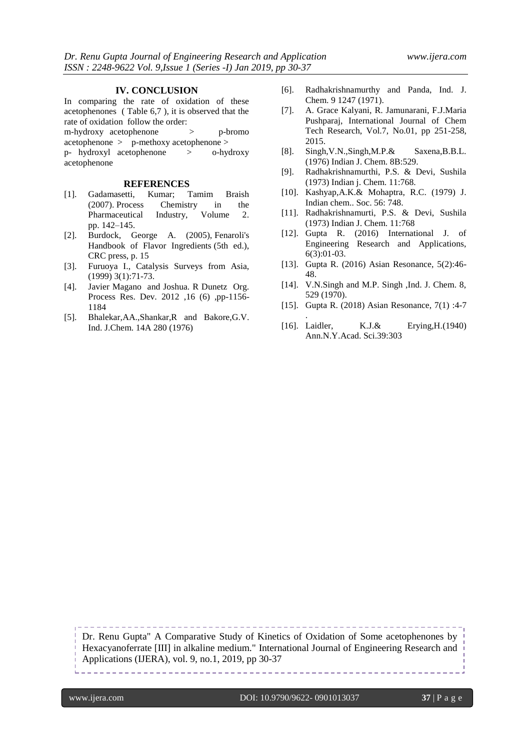## IV. CONCLUSION

In comparing the rate of oxidation of these acetophenones ( Table 6,7 ), it is observed that the rate of oxidation follow the order:

m-hydroxy acetophenone > p-bromo acetophenone > p-methoxy acetophenone > p- hydroxyl acetophenone > o-hydroxy acetophenone

## REFERENCES

[1]. Gadamasetti, Kumar; Tamim Braish (2007). Process Chemistry in the Pharmaceutical Industry, Volume 2. pp. 142–145.

[2]. Burdock, George A. (2005), Fenaroli's Handbook of Flavor Ingredients (5th ed.), CRC press, p. 15

[3]. Furuoya I., Catalysis Surveys from Asia, (1999) 3(1):71-73.

[4]. Javier Magano and Joshua. R Dunetz Org. Process Res. Dev. 2012 ,16 (6) ,pp-1156-1184

[5]. Bhalekar,AA.,Shankar,R and Bakore,G.V. Ind. J.Chem. 14A 280 (1976)

[6]. Radhakrishnamurthy and Panda, Ind. J. Chem. 9 1247 (1971).

[7]. A. Grace Kalyani, R. Jamunarani, F.J.Maria Pushparaj, International Journal of Chem Tech Research, Vol.7, No.01, pp 251-258, 2015.

[8]. Singh,V.N.,Singh,M.P.& Saxena,B.B.L. (1976) Indian J. Chem. 8B:529.

[9]. Radhakrishnamurthi, P.S. & Devi, Sushila (1973) Indian j. Chem. 11:768.

[10]. Kashyap,A.K.& Mohaptra, R.C. (1979) J. Indian chem.. Soc. 56: 748.

[11]. Radhakrishnamurti, P.S. & Devi, Sushila (1973) Indian J. Chem. 11:768

[12]. Gupta R. (2016) International J. of Engineering Research and Applications, 6(3):01-03.

[13]. Gupta R. (2016) Asian Resonance, 5(2):46-48.

[14]. V.N.Singh and M.P. Singh ,Ind. J. Chem. 8, 529 (1970).

[15]. Gupta R. (2018) Asian Resonance, 7(1) :4-7 .

[16]. Laidler, K.J.& Erying,H.(1940) Ann.N.Y.Acad. Sci.39:303

Dr. Renu Gupta" A Comparative Study of Kinetics of Oxidation of Some acetophenones by Hexacyanoferrate [III] in alkaline medium." International Journal of Engineering Research and Applications (IJERA), vol. 9, no.1, 2019, pp 30-37